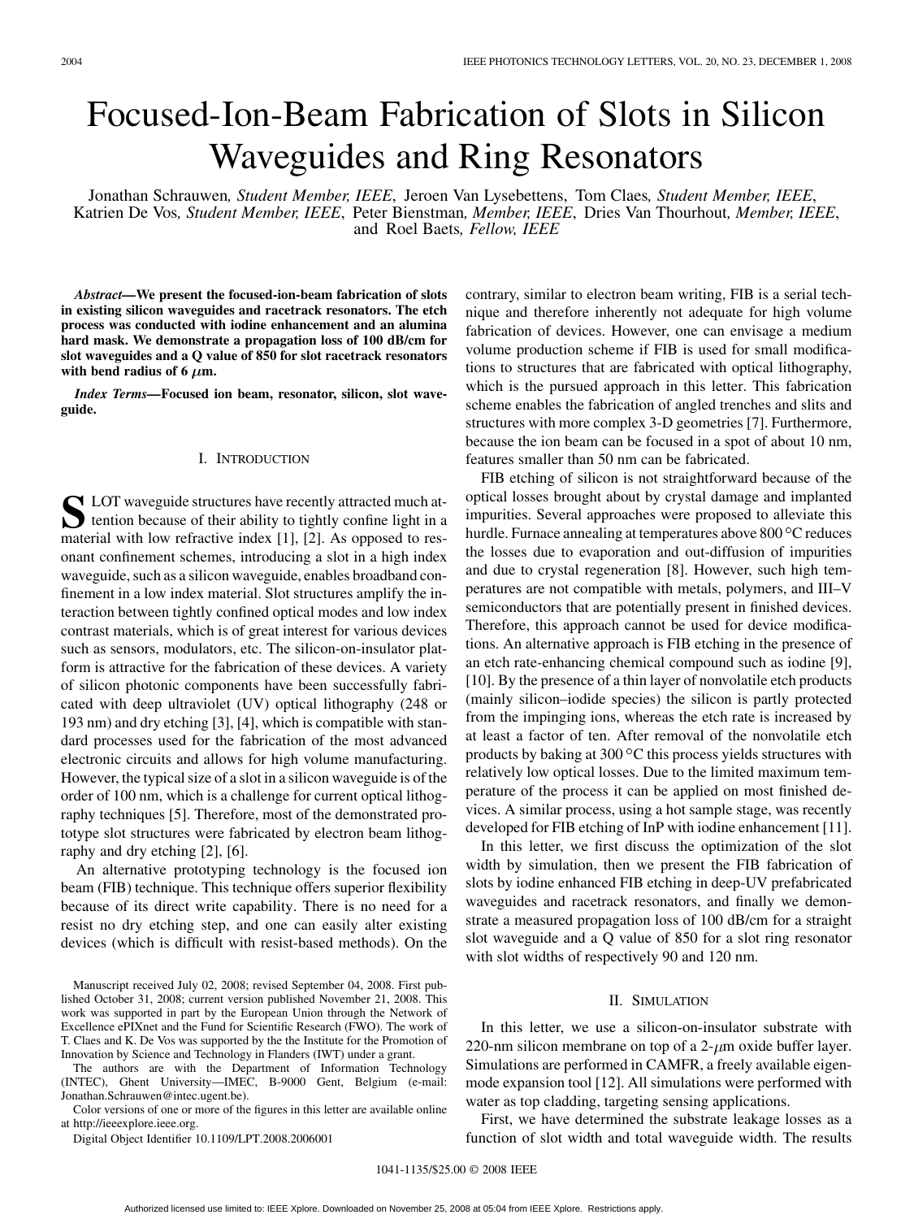# Focused-Ion-Beam Fabrication of Slots in Silicon Waveguides and Ring Resonators

Jonathan Schrauwen, *Student Member, IEEE*, Jeroen Van Lysebettens, Tom Claes, *Student Member, IEEE*, Katrien De Vos, *Student Member, IEEE*, Peter Bienstman, *Member, IEEE*, Dries Van Thourhout, *Member, IEEE*, and Roel Baets, *Fellow, IEEE*

***Abstract*—We present the focused-ion-beam fabrication of slots in existing silicon waveguides and racetrack resonators. The etch process was conducted with iodine enhancement and an alumina hard mask. We demonstrate a propagation loss of 100 dB/cm for slot waveguides and a Q value of 850 for slot racetrack resonators with bend radius of 6 $\mu$m.**

***Index Terms*—Focused ion beam, resonator, silicon, slot waveguide.**

## I. Introduction

SLOT waveguide structures have recently attracted much attention because of their ability to tightly confine light in a material with low refractive index [1], [2]. As opposed to resonant confinement schemes, introducing a slot in a high index waveguide, such as a silicon waveguide, enables broadband confinement in a low index material. Slot structures amplify the interaction between tightly confined optical modes and low index contrast materials, which is of great interest for various devices such as sensors, modulators, etc. The silicon-on-insulator platform is attractive for the fabrication of these devices. A variety of silicon photonic components have been successfully fabricated with deep ultraviolet (UV) optical lithography (248 or 193 nm) and dry etching [3], [4], which is compatible with standard processes used for the fabrication of the most advanced electronic circuits and allows for high volume manufacturing. However, the typical size of a slot in a silicon waveguide is of the order of 100 nm, which is a challenge for current optical lithography techniques [5]. Therefore, most of the demonstrated prototype slot structures were fabricated by electron beam lithography and dry etching [2], [6].

An alternative prototyping technology is the focused ion beam (FIB) technique. This technique offers superior flexibility because of its direct write capability. There is no need for a resist no dry etching step, and one can easily alter existing devices (which is difficult with resist-based methods). On the contrary, similar to electron beam writing, FIB is a serial technique and therefore inherently not adequate for high volume fabrication of devices. However, one can envisage a medium volume production scheme if FIB is used for small modifications to structures that are fabricated with optical lithography, which is the pursued approach in this letter. This fabrication scheme enables the fabrication of angled trenches and slits and structures with more complex 3-D geometries [7]. Furthermore, because the ion beam can be focused in a spot of about 10 nm, features smaller than 50 nm can be fabricated.

FIB etching of silicon is not straightforward because of the optical losses brought about by crystal damage and implanted impurities. Several approaches were proposed to alleviate this hurdle. Furnace annealing at temperatures above 800 °C reduces the losses due to evaporation and out-diffusion of impurities and due to crystal regeneration [8]. However, such high temperatures are not compatible with metals, polymers, and III–V semiconductors that are potentially present in finished devices. Therefore, this approach cannot be used for device modifications. An alternative approach is FIB etching in the presence of an etch rate-enhancing chemical compound such as iodine [9], [10]. By the presence of a thin layer of nonvolatile etch products (mainly silicon–iodide species) the silicon is partly protected from the impinging ions, whereas the etch rate is increased by at least a factor of ten. After removal of the nonvolatile etch products by baking at 300 °C this process yields structures with relatively low optical losses. Due to the limited maximum temperature of the process it can be applied on most finished devices. A similar process, using a hot sample stage, was recently developed for FIB etching of InP with iodine enhancement [11].

In this letter, we first discuss the optimization of the slot width by simulation, then we present the FIB fabrication of slots by iodine enhanced FIB etching in deep-UV prefabricated waveguides and racetrack resonators, and finally we demonstrate a measured propagation loss of 100 dB/cm for a straight slot waveguide and a Q value of 850 for a slot ring resonator with slot widths of respectively 90 and 120 nm.

## II. Simulation

In this letter, we use a silicon-on-insulator substrate with 220-nm silicon membrane on top of a 2-$\mu$m oxide buffer layer. Simulations are performed in CAMFR, a freely available eigenmode expansion tool [12]. All simulations were performed with water as top cladding, targeting sensing applications.

First, we have determined the substrate leakage losses as a function of slot width and total waveguide width. The results

Manuscript received July 02, 2008; revised September 04, 2008. First published October 31, 2008; current version published November 21, 2008. This work was supported in part by the European Union through the Network of Excellence ePIXnet and the Fund for Scientific Research (FWO). The work of T. Claes and K. De Vos was supported by the the Institute for the Promotion of Innovation by Science and Technology in Flanders (IWT) under a grant.

The authors are with the Department of Information Technology (INTEC), Ghent University—IMEC, B-9000 Gent, Belgium (e-mail: Jonathan.Schrauwen@intec.ugent.be).

Color versions of one or more of the figures in this letter are available online at http://ieeexplore.ieee.org.

Digital Object Identifier 10.1109/LPT.2008.2006001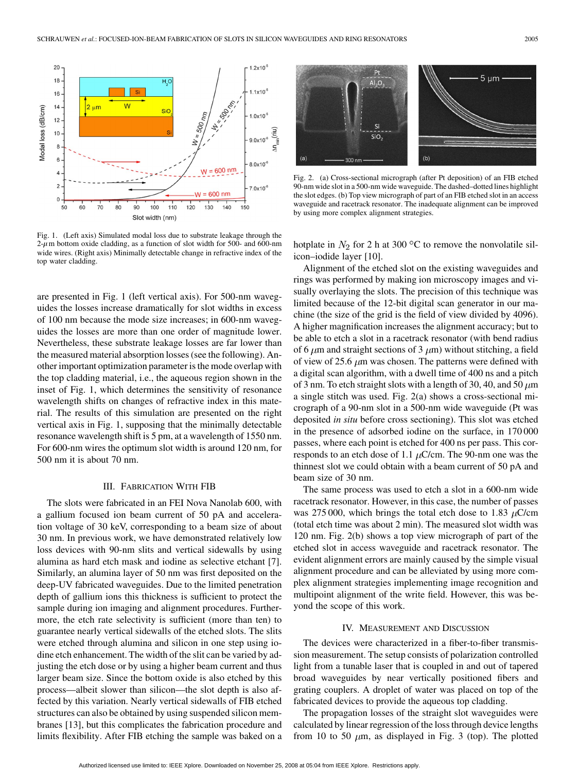Fig. 1. (Left axis) Simulated modal loss due to substrate leakage through the 2-$\mu$m bottom oxide cladding, as a function of slot width for 500- and 600-nm wide wires. (Right axis) Minimally detectable change in refractive index of the top water cladding.

Fig. 2. (a) Cross-sectional micrograph (after Pt deposition) of an FIB etched 90-nm wide slot in a 500-nm wide waveguide. The dashed–dotted lines highlight the slot edges. (b) Top view micrograph of part of an FIB etched slot in an access waveguide and racetrack resonator. The inadequate alignment can be improved by using more complex alignment strategies.

are presented in Fig. 1 (left vertical axis). For 500-nm waveguides the losses increase dramatically for slot widths in excess of 100 nm because the mode size increases; in 600-nm waveguides the losses are more than one order of magnitude lower. Nevertheless, these substrate leakage losses are far lower than the measured material absorption losses (see the following). Another important optimization parameter is the mode overlap with the top cladding material, i.e., the aqueous region shown in the inset of Fig. 1, which determines the sensitivity of resonance wavelength shifts on changes of refractive index in this material. The results of this simulation are presented on the right vertical axis in Fig. 1, supposing that the minimally detectable resonance wavelength shift is 5 pm, at a wavelength of 1550 nm. For 600-nm wires the optimum slot width is around 120 nm, for 500 nm it is about 70 nm.

## III. Fabrication With FIB

The slots were fabricated in an FEI Nova Nanolab 600, with a gallium focused ion beam current of 50 pA and acceleration voltage of 30 keV, corresponding to a beam size of about 30 nm. In previous work, we have demonstrated relatively low loss devices with 90-nm slits and vertical sidewalls by using alumina as hard etch mask and iodine as selective etchant [7]. Similarly, an alumina layer of 50 nm was first deposited on the deep-UV fabricated waveguides. Due to the limited penetration depth of gallium ions this thickness is sufficient to protect the sample during ion imaging and alignment procedures. Furthermore, the etch rate selectivity is sufficient (more than ten) to guarantee nearly vertical sidewalls of the etched slots. The slits were etched through alumina and silicon in one step using iodine etch enhancement. The width of the slit can be varied by adjusting the etch dose or by using a higher beam current and thus larger beam size. Since the bottom oxide is also etched by this process—albeit slower than silicon—the slot depth is also affected by this variation. Nearly vertical sidewalls of FIB etched structures can also be obtained by using suspended silicon membranes [13], but this complicates the fabrication procedure and limits flexibility. After FIB etching the sample was baked on a hotplate in $N_2$ for 2 h at 300 °C to remove the nonvolatile silicon–iodide layer [10].

Alignment of the etched slot on the existing waveguides and rings was performed by making ion microscopy images and visually overlaying the slots. The precision of this technique was limited because of the 12-bit digital scan generator in our machine (the size of the grid is the field of view divided by 4096). A higher magnification increases the alignment accuracy; but to be able to etch a slot in a racetrack resonator (with bend radius of 6 $\mu$m and straight sections of 3 $\mu$m) without stitching, a field of view of 25.6 $\mu$m was chosen. The patterns were defined with a digital scan algorithm, with a dwell time of 400 ns and a pitch of 3 nm. To etch straight slots with a length of 30, 40, and 50 $\mu$m a single stitch was used. Fig. 2(a) shows a cross-sectional micrograph of a 90-nm slot in a 500-nm wide waveguide (Pt was deposited *in situ* before cross sectioning). This slot was etched in the presence of adsorbed iodine on the surface, in 170 000 passes, where each point is etched for 400 ns per pass. This corresponds to an etch dose of 1.1 $\mu$C/cm. The 90-nm one was the thinnest slot we could obtain with a beam current of 50 pA and beam size of 30 nm.

The same process was used to etch a slot in a 600-nm wide racetrack resonator. However, in this case, the number of passes was 275 000, which brings the total etch dose to 1.83 $\mu$C/cm (total etch time was about 2 min). The measured slot width was 120 nm. Fig. 2(b) shows a top view micrograph of part of the etched slot in access waveguide and racetrack resonator. The evident alignment errors are mainly caused by the simple visual alignment procedure and can be alleviated by using more complex alignment strategies implementing image recognition and multipoint alignment of the write field. However, this was beyond the scope of this work.

## IV. Measurement and Discussion

The devices were characterized in a fiber-to-fiber transmission measurement. The setup consists of polarization controlled light from a tunable laser that is coupled in and out of tapered broad waveguides by near vertically positioned fibers and grating couplers. A droplet of water was placed on top of the fabricated devices to provide the aqueous top cladding.

The propagation losses of the straight slot waveguides were calculated by linear regression of the loss through device lengths from 10 to 50 $\mu$m, as displayed in Fig. 3 (top). The plotted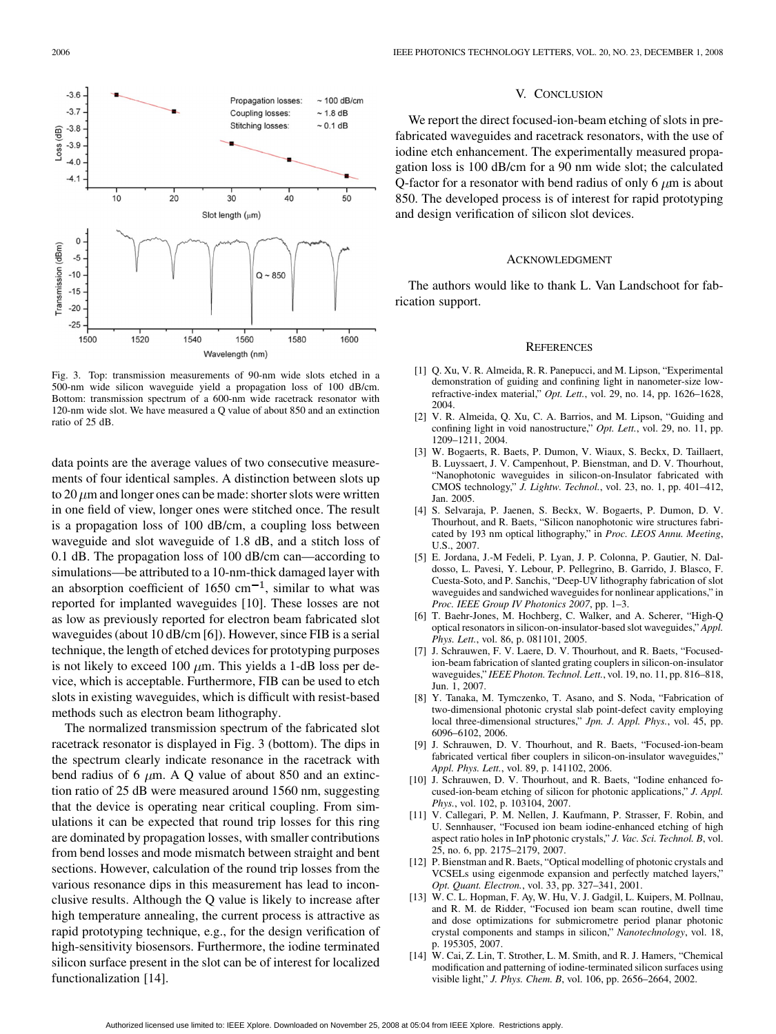Propagation losses: ~ 100 dB/cm
Coupling losses: ~ 1.8 dB
Stitching losses: ~ 0.1 dB

Loss (dB)
-3.6
-3.7
-3.8
-3.9
-4.0
-4.1
10
20
30
40
50
Slot length (μm)

Transmission (dBm)
0
-5
-10
-15
-20
-25
Q ~ 850
1500
1520
1540
1560
1580
1600
Wavelength (nm)

Fig. 3. Top: transmission measurements of 90-nm wide slots etched in a 500-nm wide silicon waveguide yield a propagation loss of 100 dB/cm. Bottom: transmission spectrum of a 600-nm wide racetrack resonator with 120-nm wide slot. We have measured a Q value of about 850 and an extinction ratio of 25 dB.

data points are the average values of two consecutive measurements of four identical samples. A distinction between slots up to 20 $\mu$m and longer ones can be made: shorter slots were written in one field of view, longer ones were stitched once. The result is a propagation loss of 100 dB/cm, a coupling loss between waveguide and slot waveguide of 1.8 dB, and a stitch loss of 0.1 dB. The propagation loss of 100 dB/cm can—according to simulations—be attributed to a 10-nm-thick damaged layer with an absorption coefficient of 1650 $\text{cm}^{-1}$, similar to what was reported for implanted waveguides [10]. These losses are not as low as previously reported for electron beam fabricated slot waveguides (about 10 dB/cm [6]). However, since FIB is a serial technique, the length of etched devices for prototyping purposes is not likely to exceed 100 $\mu$m. This yields a 1-dB loss per device, which is acceptable. Furthermore, FIB can be used to etch slots in existing waveguides, which is difficult with resist-based methods such as electron beam lithography.

The normalized transmission spectrum of the fabricated slot racetrack resonator is displayed in Fig. 3 (bottom). The dips in the spectrum clearly indicate resonance in the racetrack with bend radius of 6 $\mu$m. A Q value of about 850 and an extinction ratio of 25 dB were measured around 1560 nm, suggesting that the device is operating near critical coupling. From simulations it can be expected that round trip losses for this ring are dominated by propagation losses, with smaller contributions from bend losses and mode mismatch between straight and bent sections. However, calculation of the round trip losses from the various resonance dips in this measurement has lead to inconclusive results. Although the Q value is likely to increase after high temperature annealing, the current process is attractive as rapid prototyping technique, e.g., for the design verification of high-sensitivity biosensors. Furthermore, the iodine terminated silicon surface present in the slot can be of interest for localized functionalization [14].

## V. Conclusion

We report the direct focused-ion-beam etching of slots in prefabricated waveguides and racetrack resonators, with the use of iodine etch enhancement. The experimentally measured propagation loss is 100 dB/cm for a 90 nm wide slot; the calculated Q-factor for a resonator with bend radius of only 6 $\mu$m is about 850. The developed process is of interest for rapid prototyping and design verification of silicon slot devices.

## Acknowledgment

The authors would like to thank L. Van Landschoot for fabrication support.

## References

[1] Q. Xu, V. R. Almeida, R. R. Panepucci, and M. Lipson, "Experimental demonstration of guiding and confining light in nanometer-size low-refractive-index material," *Opt. Lett.*, vol. 29, no. 14, pp. 1626–1628, 2004.

[2] V. R. Almeida, Q. Xu, C. A. Barrios, and M. Lipson, "Guiding and confining light in void nanostructure," *Opt. Lett.*, vol. 29, no. 11, pp. 1209–1211, 2004.

[3] W. Bogaerts, R. Baets, P. Dumon, V. Wiaux, S. Beckx, D. Taillaert, B. Luyssaert, J. V. Campenhout, P. Bienstman, and D. V. Thourhout, "Nanophotonic waveguides in silicon-on-Insulator fabricated with CMOS technology," *J. Lightw. Technol.*, vol. 23, no. 1, pp. 401–412, Jan. 2005.

[4] S. Selvaraja, P. Jaenen, S. Beckx, W. Bogaerts, P. Dumon, D. V. Thourhout, and R. Baets, "Silicon nanophotonic wire structures fabricated by 193 nm optical lithography," in *Proc. LEOS Annu. Meeting*, U.S., 2007.

[5] E. Jordana, J.-M Fedeli, P. Lyan, J. P. Colonna, P. Gautier, N. Daldosso, L. Pavesi, Y. Lebour, P. Pellegrino, B. Garrido, J. Blasco, F. Cuesta-Soto, and P. Sanchis, "Deep-UV lithography fabrication of slot waveguides and sandwiched waveguides for nonlinear applications," in *Proc. IEEE Group IV Photonics 2007*, pp. 1–3.

[6] T. Baehr-Jones, M. Hochberg, C. Walker, and A. Scherer, "High-Q optical resonators in silicon-on-insulator-based slot waveguides," *Appl. Phys. Lett.*, vol. 86, p. 081101, 2005.

[7] J. Schrauwen, F. V. Laere, D. V. Thourhout, and R. Baets, "Focused-ion-beam fabrication of slanted grating couplers in silicon-on-insulator waveguides," *IEEE Photon. Technol. Lett.*, vol. 19, no. 11, pp. 816–818, Jun. 1, 2007.

[8] Y. Tanaka, M. Tymczenko, T. Asano, and S. Noda, "Fabrication of two-dimensional photonic crystal slab point-defect cavity employing local three-dimensional structures," *Jpn. J. Appl. Phys.*, vol. 45, pp. 6096–6102, 2006.

[9] J. Schrauwen, D. V. Thourhout, and R. Baets, "Focused-ion-beam fabricated vertical fiber couplers in silicon-on-insulator waveguides," *Appl. Phys. Lett.*, vol. 89, p. 141102, 2006.

[10] J. Schrauwen, D. V. Thourhout, and R. Baets, "Iodine enhanced focused-ion-beam etching of silicon for photonic applications," *J. Appl. Phys.*, vol. 102, p. 103104, 2007.

[11] V. Callegari, P. M. Nellen, J. Kaufmann, P. Strasser, F. Robin, and U. Sennhauser, "Focused ion beam iodine-enhanced etching of high aspect ratio holes in InP photonic crystals," *J. Vac. Sci. Technol. B*, vol. 25, no. 6, pp. 2175–2179, 2007.

[12] P. Bienstman and R. Baets, "Optical modelling of photonic crystals and VCSELs using eigenmode expansion and perfectly matched layers," *Opt. Quant. Electron.*, vol. 33, pp. 327–341, 2001.

[13] W. C. L. Hopman, F. Ay, W. Hu, V. J. Gadgil, L. Kuipers, M. Pollnau, and R. M. de Ridder, "Focused ion beam scan routine, dwell time and dose optimizations for submicrometre period planar photonic crystal components and stamps in silicon," *Nanotechnology*, vol. 18, p. 195305, 2007.

[14] W. Cai, Z. Lin, T. Strother, L. M. Smith, and R. J. Hamers, "Chemical modification and patterning of iodine-terminated silicon surfaces using visible light," *J. Phys. Chem. B*, vol. 106, pp. 2656–2664, 2002.